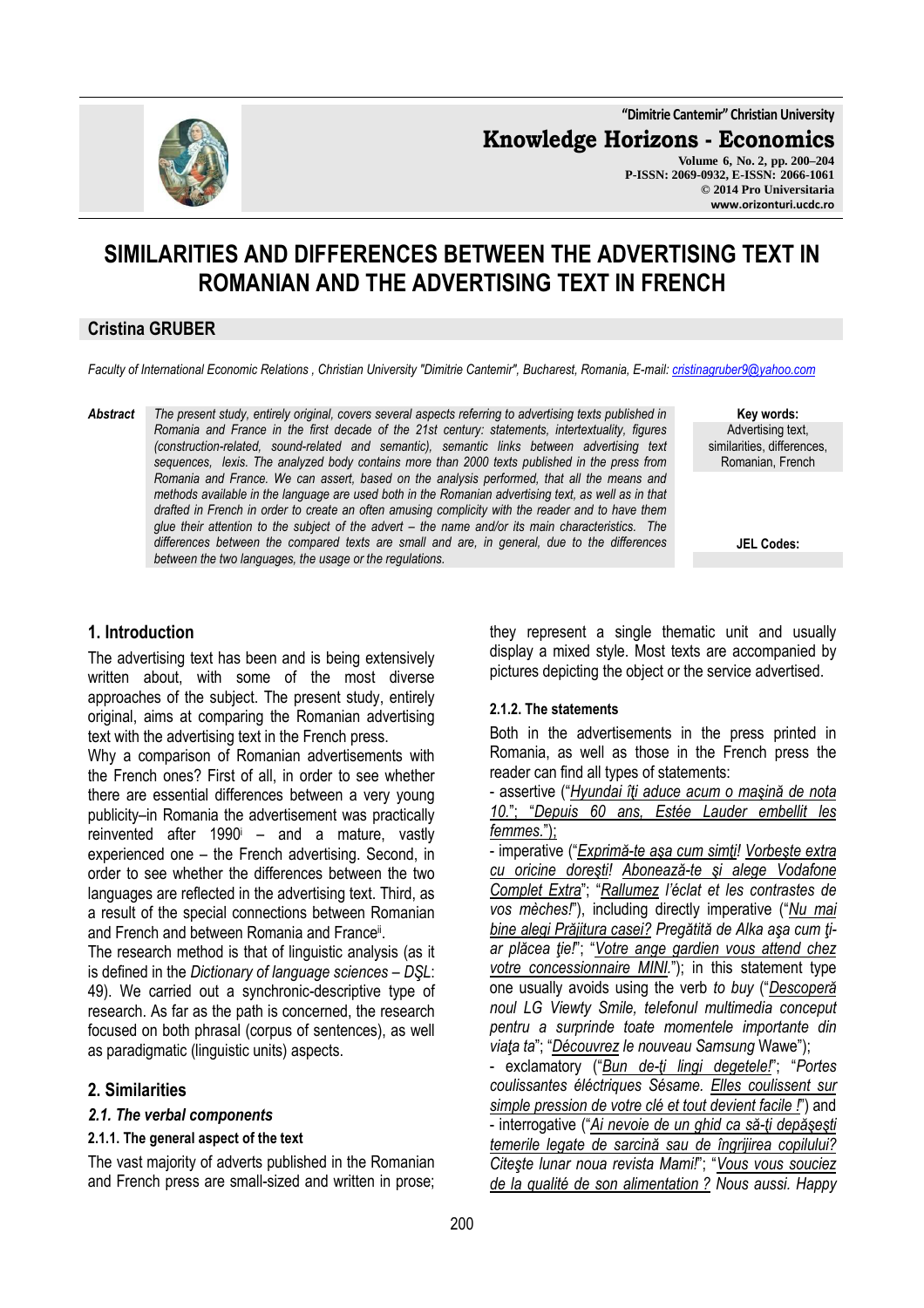"Dimitrie Cantemir" Christian University

**Knowledge Horizons - Economics**

Volume 6, No. 2, pp. 200–204
P-ISSN: 2069-0932, E-ISSN: 2066-1061
© 2014 Pro Universitaria
www.orizonturi.ucdc.ro

# SIMILARITIES AND DIFFERENCES BETWEEN THE ADVERTISING TEXT IN ROMANIAN AND THE ADVERTISING TEXT IN FRENCH

**Cristina GRUBER**

*Faculty of International Economic Relations , Christian University "Dimitrie Cantemir", Bucharest, Romania, E-mail: cristinagruber9@yahoo.com*

***Abstract*** *The present study, entirely original, covers several aspects referring to advertising texts published in Romania and France in the first decade of the 21st century: statements, intertextuality, figures (construction-related, sound-related and semantic), semantic links between advertising text sequences, lexis. The analyzed body contains more than 2000 texts published in the press from Romania and France. We can assert, based on the analysis performed, that all the means and methods available in the language are used both in the Romanian advertising text, as well as in that drafted in French in order to create an often amusing complicity with the reader and to have them glue their attention to the subject of the advert – the name and/or its main characteristics. The differences between the compared texts are small and are, in general, due to the differences between the two languages, the usage or the regulations.*

**Key words:**
Advertising text, similarities, differences, Romanian, French

**JEL Codes:**

## 1. Introduction

The advertising text has been and is being extensively written about, with some of the most diverse approaches of the subject. The present study, entirely original, aims at comparing the Romanian advertising text with the advertising text in the French press.

Why a comparison of Romanian advertisements with the French ones? First of all, in order to see whether there are essential differences between a very young publicity–in Romania the advertisement was practically reinvented after 1990[i] – and a mature, vastly experienced one – the French advertising. Second, in order to see whether the differences between the two languages are reflected in the advertising text. Third, as a result of the special connections between Romanian and French and between Romania and France[ii].

The research method is that of linguistic analysis (as it is defined in the *Dictionary of language sciences – DŞL*: 49). We carried out a synchronic-descriptive type of research. As far as the path is concerned, the research focused on both phrasal (corpus of sentences), as well as paradigmatic (linguistic units) aspects.

## 2. Similarities

### *2.1. The verbal components*

#### 2.1.1. The general aspect of the text

The vast majority of adverts published in the Romanian and French press are small-sized and written in prose; they represent a single thematic unit and usually display a mixed style. Most texts are accompanied by pictures depicting the object or the service advertised.

#### 2.1.2. The statements

Both in the advertisements in the press printed in Romania, as well as those in the French press the reader can find all types of statements:

- assertive ("*Hyundai îţi aduce acum o maşină de nota 10.*"; "*Depuis 60 ans, Estée Lauder embellit les femmes.*");
- imperative ("*Exprimă-te aşa cum simţi! Vorbeşte extra cu oricine doreşti! Abonează-te şi alege Vodafone Complet Extra*"; "*Rallumez l'éclat et les contrastes de vos mèches!*"), including directly imperative ("*Nu mai bine alegi Prăjitura casei? Pregătită de Alka aşa cum ţi-ar plăcea ţie!*"; "*Votre ange gardien vous attend chez votre concessionnaire MINI.*"); in this statement type one usually avoids using the verb *to buy* ("*Descoperă noul LG Viewty Smile, telefonul multimedia conceput pentru a surprinde toate momentele importante din viaţa ta*"; "*Découvrez le nouveau Samsung* Wawe");
- exclamatory ("*Bun de-ţi lingi degetele!*"; "*Portes coulissantes éléctriques Sésame. Elles coulissent sur simple pression de votre clé et tout devient facile !*") and
- interrogative ("*Ai nevoie de un ghid ca să-ţi depăşeşti temerile legate de sarcină sau de îngrijirea copilului? Citeşte lunar noua revista Mami!*"; "*Vous vous souciez de la qualité de son alimentation ? Nous aussi. Happy*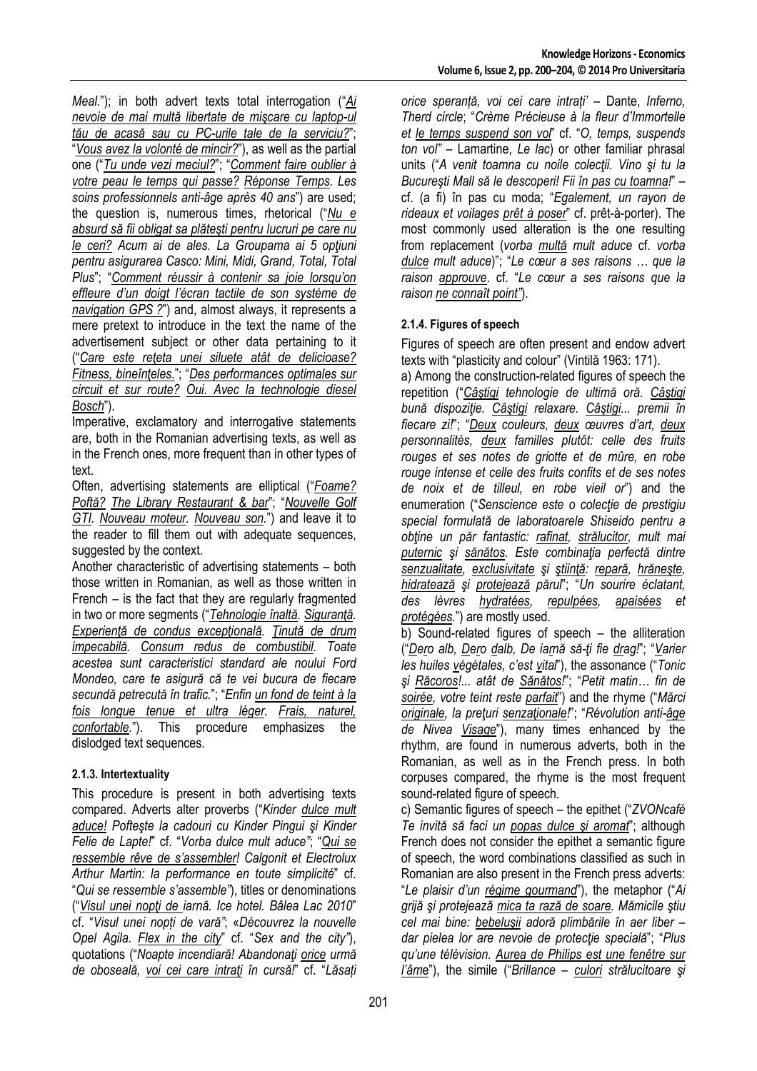*Meal.*"); in both advert texts total interrogation ("*Ai nevoie de mai multă libertate de mişcare cu laptop-ul tău de acasă sau cu PC-urile tale de la serviciu?*"; "*Vous avez la volonté de mincir?*"), as well as the partial one ("*Tu unde vezi meciul?*"; "*Comment faire oublier à votre peau le temps qui passe? Réponse Temps. Les soins professionnels anti-âge après 40 ans*") are used; the question is, numerous times, rhetorical ("*Nu e absurd să fii obligat sa plăteşti pentru lucruri pe care nu le ceri? Acum ai de ales. La Groupama ai 5 opţiuni pentru asigurarea Casco: Mini, Midi, Grand, Total, Total Plus*"; "*Comment réussir à contenir sa joie lorsqu'on effleure d'un doigt l'écran tactile de son système de navigation GPS ?*") and, almost always, it represents a mere pretext to introduce in the text the name of the advertisement subject or other data pertaining to it ("*Care este reţeta unei siluete atât de delicioase? Fitness, bineînţeles.*"; "*Des performances optimales sur circuit et sur route? Oui. Avec la technologie diesel Bosch*").

Imperative, exclamatory and interrogative statements are, both in the Romanian advertising texts, as well as in the French ones, more frequent than in other types of text.

Often, advertising statements are elliptical ("*Foame? Poftă? The Library Restaurant & bar*"; "*Nouvelle Golf GTI. Nouveau moteur. Nouveau son.*") and leave it to the reader to fill them out with adequate sequences, suggested by the context.

Another characteristic of advertising statements – both those written in Romanian, as well as those written in French – is the fact that they are regularly fragmented in two or more segments ("*Tehnologie înaltă. Siguranţă. Experienţă de condus excepţională. Ţinută de drum impecabilă. Consum redus de combustibil. Toate acestea sunt caracteristici standard ale noului Ford Mondeo, care te asigură că te vei bucura de fiecare secundă petrecută în trafic.*"; "*Enfin un fond de teint à la fois longue tenue et ultra léger. Frais, naturel, confortable.*"). This procedure emphasizes the dislodged text sequences.

### 2.1.3. Intertextuality

This procedure is present in both advertising texts compared. Adverts alter proverbs ("*Kinder dulce mult aduce! Pofteşte la cadouri cu Kinder Pingui şi Kinder Felie de Lapte!*" cf. "*Vorba dulce mult aduce"*; "*Qui se ressemble rêve de s'assembler! Calgonit et Electrolux Arthur Martin: la performance en toute simplicité*" cf. "*Qui se ressemble s'assemble"*), titles or denominations ("*Visul unei nopţi de iarnă. Ice hotel. Bâlea Lac 2010*" cf. "*Visul unei nopți de vară"*; «*Découvrez la nouvelle Opel Agila. Flex in the city*" cf. "*Sex and the city"*), quotations ("*Noapte incendiară! Abandonaţi orice urmă de oboseală, voi cei care intraţi în cursă!*" cf. "*Lăsați orice speranță, voi cei care intrați*" – Dante, *Inferno, Therd circle*; "*Crème Précieuse à la fleur d'Immortelle et le temps suspend son vol*" cf. "*O, temps, suspends ton vol"* – Lamartine, *Le lac*) or other familiar phrasal units ("*A venit toamna cu noile colecţii. Vino şi tu la Bucureşti Mall să le descoperi! Fii în pas cu toamna!*" – cf. (a fi) în pas cu moda; "*Egalement, un rayon de rideaux et voilages prêt à poser*" cf. prêt-à-porter). The most commonly used alteration is the one resulting from replacement (*vorba multă mult aduce* cf. *vorba dulce mult aduce*)"; "*Le cœur a ses raisons … que la raison approuve*. cf. "*Le cœur a ses raisons que la raison ne connaît point"*).

### 2.1.4. Figures of speech

Figures of speech are often present and endow advert texts with "plasticity and colour" (Vintilă 1963: 171).

a) Among the construction-related figures of speech the repetition ("*Câştigi tehnologie de ultimă oră. Câştigi bună dispoziţie. Câştigi relaxare. Câştigi... premii în fiecare zi!*"; "*Deux couleurs, deux œuvres d'art, deux personnalités, deux familles plutôt: celle des fruits rouges et ses notes de griotte et de mûre, en robe rouge intense et celle des fruits confits et de ses notes de noix et de tilleul, en robe vieil or*") and the enumeration ("*Senscience este o colecţie de prestigiu special formulată de laboratoarele Shiseido pentru a obţine un păr fantastic: rafinat, strălucitor, mult mai puternic şi sănătos. Este combinaţia perfectă dintre senzualitate, exclusivitate şi ştiinţă: repară, hrăneşte, hidratează şi protejează părul*"; "*Un sourire éclatant, des lèvres hydratées, repulpées, apaisées et protégées.*") are mostly used.

b) Sound-related figures of speech – the alliteration ("*Dero alb, Dero dalb, De iarnă să-ţi fie drag!*"; "*Varier les huiles végétales, c'est vital*"), the assonance ("*Tonic şi Răcoros!... atât de Sănătos!*"; "*Petit matin… fin de soirée, votre teint reste parfait*") and the rhyme ("*Mărci originale, la preţuri senzaţionale!*"; "*Révolution anti-âge de Nivea Visage*"), many times enhanced by the rhythm, are found in numerous adverts, both in the Romanian, as well as in the French press. In both corpuses compared, the rhyme is the most frequent sound-related figure of speech.

c) Semantic figures of speech – the epithet ("*ZVONcafé Te invită să faci un popas dulce şi aromat*"; although French does not consider the epithet a semantic figure of speech, the word combinations classified as such in Romanian are also present in the French press adverts: "*Le plaisir d'un régime gourmand*"), the metaphor ("*Ai grijă şi protejează mica ta rază de soare. Mămicile ştiu cel mai bine: bebeluşii adoră plimbările în aer liber – dar pielea lor are nevoie de protecţie specială*"; "*Plus qu'une télévision. Aurea de Philips est une fenêtre sur l'âme*"), the simile ("*Brillance – culori strălucitoare şi*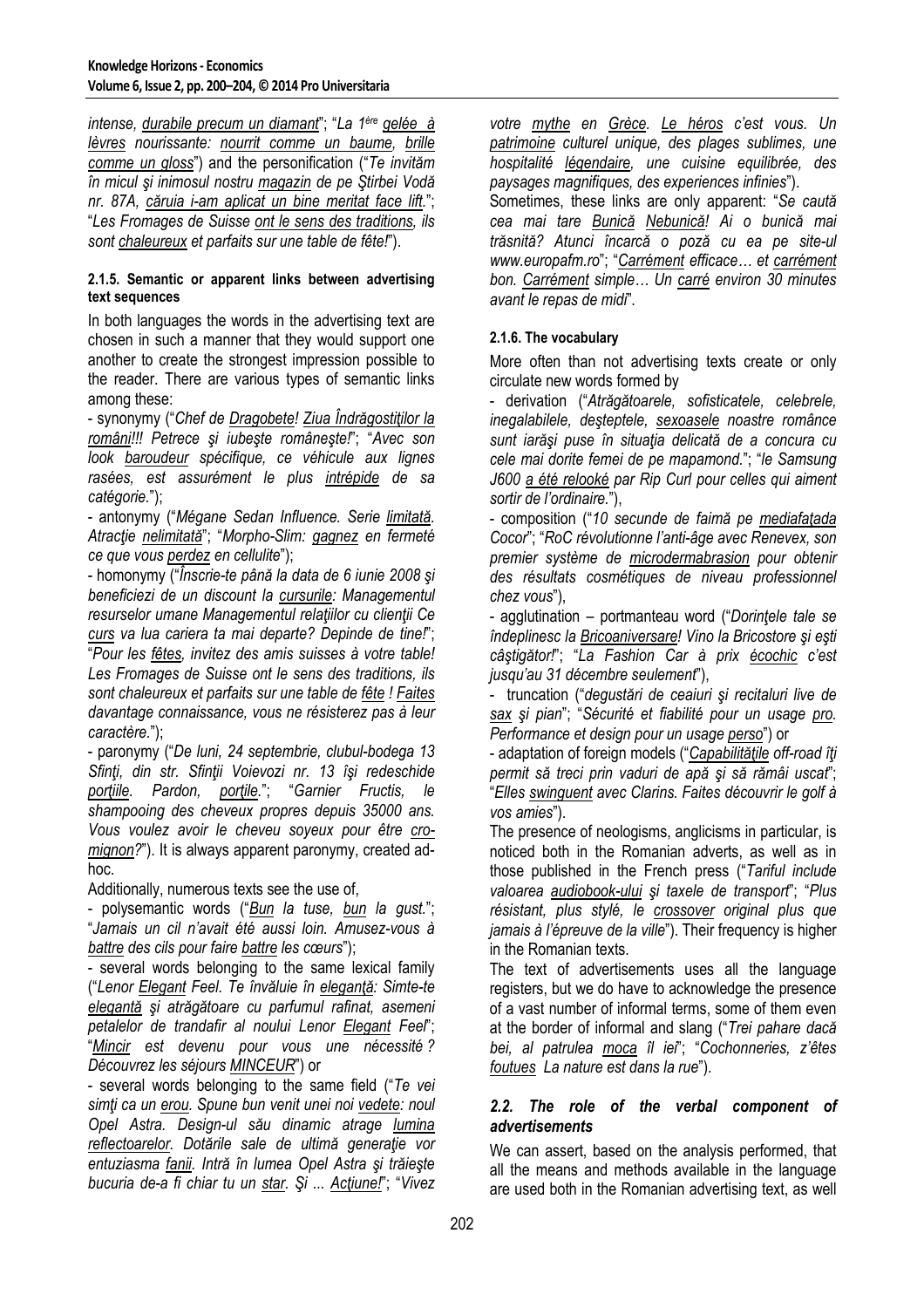*intense, durabile precum un diamant*"; "*La 1ère gelée à lèvres nourissante: nourrit comme un baume, brille comme un gloss*") and the personification ("*Te invităm în micul şi inimosul nostru magazin de pe Ştirbei Vodă nr. 87A, căruia i-am aplicat un bine meritat face lift.*"; "*Les Fromages de Suisse ont le sens des traditions, ils sont chaleureux et parfaits sur une table de fête!*").

#### 2.1.5. Semantic or apparent links between advertising text sequences

In both languages the words in the advertising text are chosen in such a manner that they would support one another to create the strongest impression possible to the reader. There are various types of semantic links among these:

- synonymy ("*Chef de Dragobete! Ziua Îndrăgostiţilor la români!!! Petrece şi iubeşte româneşte!*"; "*Avec son look baroudeur spécifique, ce véhicule aux lignes rasées, est assurément le plus intrépide de sa catégorie.*");
- antonymy ("*Mégane Sedan Influence. Serie limitată. Atracţie nelimitată*"; "*Morpho-Slim: gagnez en fermeté ce que vous perdez en cellulite*");
- homonymy ("*Înscrie-te până la data de 6 iunie 2008 şi beneficiezi de un discount la cursurile: Managementul resurselor umane Managementul relaţiilor cu clienţii Ce curs va lua cariera ta mai departe? Depinde de tine!*"; "*Pour les fêtes, invitez des amis suisses à votre table! Les Fromages de Suisse ont le sens des traditions, ils sont chaleureux et parfaits sur une table de fête ! Faites davantage connaissance, vous ne résisterez pas à leur caractère.*");
- paronymy ("*De luni, 24 septembrie, clubul-bodega 13 Sfinţi, din str. Sfinţii Voievozi nr. 13 îşi redeschide porţiile. Pardon, porţile.*"; "*Garnier Fructis, le shampooing des cheveux propres depuis 35000 ans. Vous voulez avoir le cheveu soyeux pour être cro-mignon?*"). It is always apparent paronymy, created ad-hoc.

Additionally, numerous texts see the use of,

- polysemantic words ("*Bun la tuse, bun la gust.*"; "*Jamais un cil n'avait été aussi loin. Amusez-vous à battre des cils pour faire battre les cœurs*");
- several words belonging to the same lexical family ("*Lenor Elegant Feel. Te învăluie în eleganţă: Simte-te elegantă şi atrăgătoare cu parfumul rafinat, asemeni petalelor de trandafir al noului Lenor Elegant Feel*"; "*Mincir est devenu pour vous une nécessité ? Découvrez les séjours MINCEUR*") or
- several words belonging to the same field ("*Te vei simţi ca un erou. Spune bun venit unei noi vedete: noul Opel Astra. Design-ul său dinamic atrage lumina reflectoarelor. Dotările sale de ultimă generaţie vor entuziasma fanii. Intră în lumea Opel Astra şi trăieşte bucuria de-a fi chiar tu un star. Şi ... Acţiune!*"; "*Vivez votre mythe en Grèce. Le héros c'est vous. Un patrimoine culturel unique, des plages sublimes, une hospitalité légendaire, une cuisine equilibrée, des paysages magnifiques, des experiences infinies*").

Sometimes, these links are only apparent: "*Se caută cea mai tare Bunică Nebunică! Ai o bunică mai trăsnită? Atunci încarcă o poză cu ea pe site-ul www.europafm.ro*"; "*Carrément efficace… et carrément bon. Carrément simple… Un carré environ 30 minutes avant le repas de midi*".

#### 2.1.6. The vocabulary

More often than not advertising texts create or only circulate new words formed by

- derivation ("*Atrăgătoarele, sofisticatele, celebrele, inegalabilele, deşteptele, sexoasele noastre românce sunt iarăşi puse în situaţia delicată de a concura cu cele mai dorite femei de pe mapamond.*"; "*le Samsung J600 a été relooké par Rip Curl pour celles qui aiment sortir de l'ordinaire.*"),
- composition ("*10 secunde de faimă pe mediafaţada Cocor*"; "*RoC révolutionne l'anti-âge avec Renevex, son premier système de microdermabrasion pour obtenir des résultats cosmétiques de niveau professionnel chez vous*"),
- agglutination – portmanteau word ("*Dorinţele tale se îndeplinesc la Bricoaniversare! Vino la Bricostore şi eşti câştigător!*"; "*La Fashion Car à prix écochic c'est jusqu'au 31 décembre seulement*"),
- truncation ("*degustări de ceaiuri şi recitaluri live de sax şi pian*"; "*Sécurité et fiabilité pour un usage pro. Performance et design pour un usage perso*") or
- adaptation of foreign models ("*Capabilităţile off-road îţi permit să treci prin vaduri de apă şi să rămâi uscat*"; "*Elles swinguent avec Clarins. Faites découvrir le golf à vos amies*").

The presence of neologisms, anglicisms in particular, is noticed both in the Romanian adverts, as well as in those published in the French press ("*Tariful include valoarea audiobook-ului şi taxele de transport*"; "*Plus résistant, plus stylé, le crossover original plus que jamais à l'épreuve de la ville*"). Their frequency is higher in the Romanian texts.

The text of advertisements uses all the language registers, but we do have to acknowledge the presence of a vast number of informal terms, some of them even at the border of informal and slang ("*Trei pahare dacă bei, al patrulea moca îl iei*"; "*Cochonneries, z'êtes foutues La nature est dans la rue*").

### *2.2. The role of the verbal component of advertisements*

We can assert, based on the analysis performed, that all the means and methods available in the language are used both in the Romanian advertising text, as well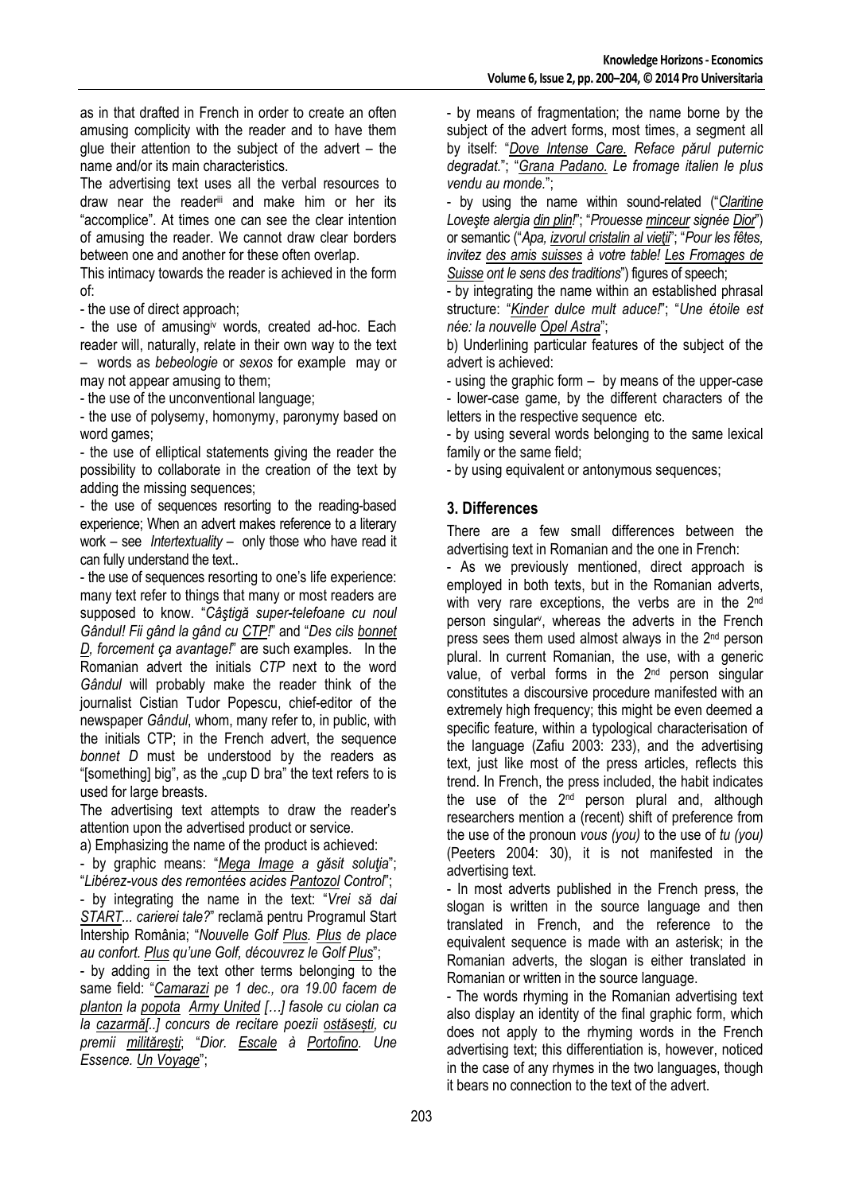as in that drafted in French in order to create an often amusing complicity with the reader and to have them glue their attention to the subject of the advert – the name and/or its main characteristics.

The advertising text uses all the verbal resources to draw near the reader[iii] and make him or her its "accomplice". At times one can see the clear intention of amusing the reader. We cannot draw clear borders between one and another for these often overlap.

This intimacy towards the reader is achieved in the form of:

- the use of direct approach;
- the use of amusing[iv] words, created ad-hoc. Each reader will, naturally, relate in their own way to the text – words as *bebeologie* or *sexos* for example may or may not appear amusing to them;
- the use of the unconventional language;
- the use of polysemy, homonymy, paronymy based on word games;
- the use of elliptical statements giving the reader the possibility to collaborate in the creation of the text by adding the missing sequences;
- the use of sequences resorting to the reading-based experience; When an advert makes reference to a literary work – see *Intertextuality* – only those who have read it can fully understand the text..
- the use of sequences resorting to one's life experience: many text refer to things that many or most readers are supposed to know. "*Câştigă super-telefoane cu noul Gândul! Fii gând la gând cu CTP!*" and "*Des cils bonnet D, forcement ça avantage!*" are such examples. In the Romanian advert the initials *CTP* next to the word *Gândul* will probably make the reader think of the journalist Cistian Tudor Popescu, chief-editor of the newspaper *Gândul*, whom, many refer to, in public, with the initials CTP; in the French advert, the sequence *bonnet D* must be understood by the readers as "[something] big", as the „cup D bra" the text refers to is used for large breasts.

The advertising text attempts to draw the reader's attention upon the advertised product or service.

a) Emphasizing the name of the product is achieved:

- by graphic means: "*Mega Image a găsit soluţia*"; "*Libérez-vous des remontées acides Pantozol Control*";
- by integrating the name in the text: "*Vrei să dai START... carierei tale?*" reclamă pentru Programul Start Intership România; "*Nouvelle Golf Plus. Plus de place au confort. Plus qu'une Golf, découvrez le Golf Plus*";
- by adding in the text other terms belonging to the same field: "*Camarazi pe 1 dec., ora 19.00 facem de planton la popota Army United […] fasole cu ciolan ca la cazarmă[..] concurs de recitare poezii ostăsești, cu premii militărești*; "*Dior. Escale à Portofino. Une Essence. Un Voyage*";
- by means of fragmentation; the name borne by the subject of the advert forms, most times, a segment all by itself: "*Dove Intense Care. Reface părul puternic degradat.*"; "*Grana Padano. Le fromage italien le plus vendu au monde.*";
- by using the name within sound-related ("*Claritine Loveşte alergia din plin!*"; "*Prouesse minceur signée Dior*") or semantic ("*Apa, izvorul cristalin al vieţii*"; "*Pour les fêtes, invitez des amis suisses à votre table! Les Fromages de Suisse ont le sens des traditions*") figures of speech;
- by integrating the name within an established phrasal structure: "*Kinder dulce mult aduce!*"; "*Une étoile est née: la nouvelle Opel Astra*";

b) Underlining particular features of the subject of the advert is achieved:

- using the graphic form – by means of the upper-case - lower-case game, by the different characters of the letters in the respective sequence etc.
- by using several words belonging to the same lexical family or the same field;
- by using equivalent or antonymous sequences;

## 3. Differences

There are a few small differences between the advertising text in Romanian and the one in French:

- As we previously mentioned, direct approach is employed in both texts, but in the Romanian adverts, with very rare exceptions, the verbs are in the 2nd person singular[v], whereas the adverts in the French press sees them used almost always in the 2nd person plural. In current Romanian, the use, with a generic value, of verbal forms in the 2nd person singular constitutes a discoursive procedure manifested with an extremely high frequency; this might be even deemed a specific feature, within a typological characterisation of the language (Zafiu 2003: 233), and the advertising text, just like most of the press articles, reflects this trend. In French, the press included, the habit indicates the use of the 2nd person plural and, although researchers mention a (recent) shift of preference from the use of the pronoun *vous (you)* to the use of *tu (you)* (Peeters 2004: 30), it is not manifested in the advertising text.
- In most adverts published in the French press, the slogan is written in the source language and then translated in French, and the reference to the equivalent sequence is made with an asterisk; in the Romanian adverts, the slogan is either translated in Romanian or written in the source language.
- The words rhyming in the Romanian advertising text also display an identity of the final graphic form, which does not apply to the rhyming words in the French advertising text; this differentiation is, however, noticed in the case of any rhymes in the two languages, though it bears no connection to the text of the advert.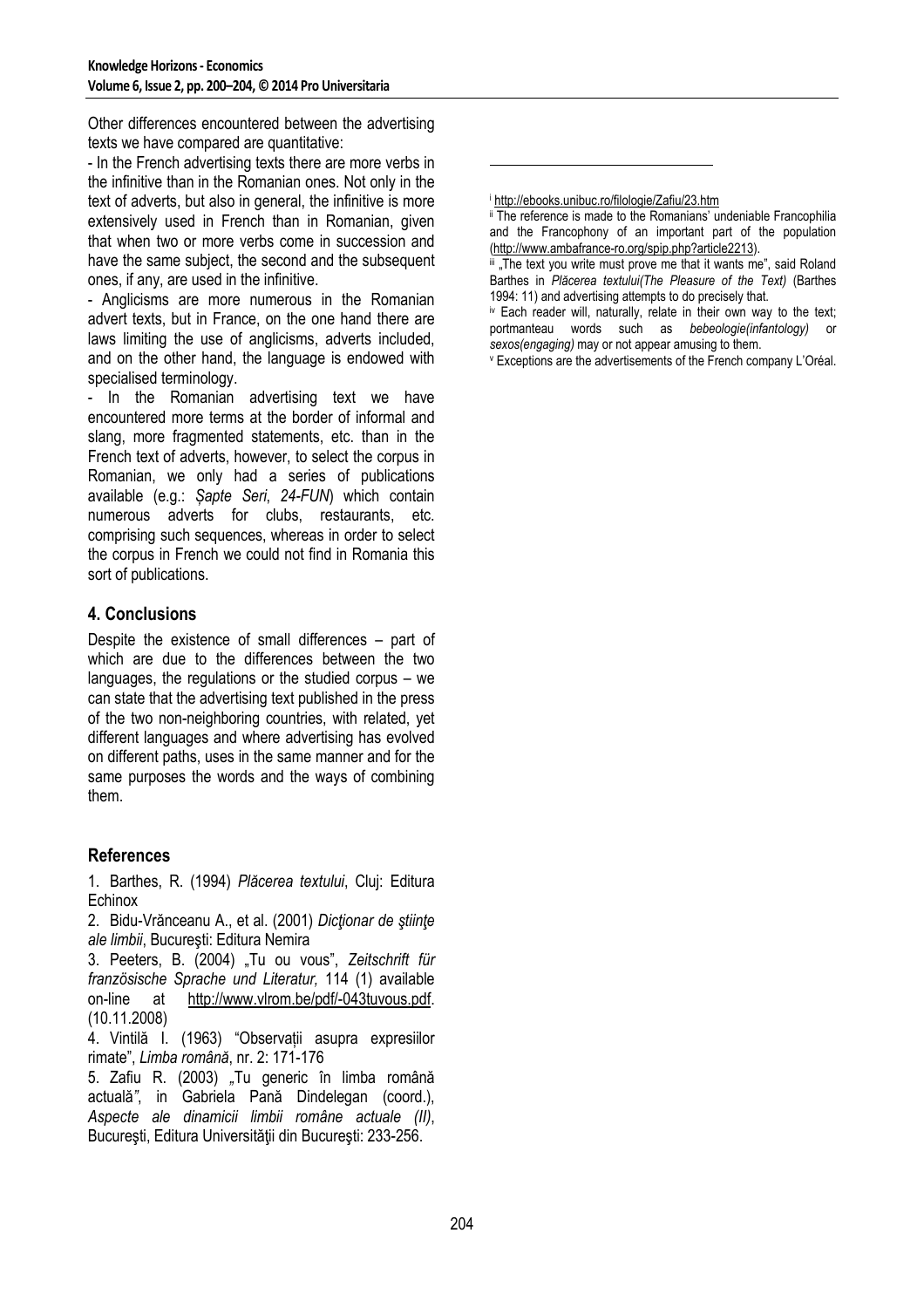Other differences encountered between the advertising texts we have compared are quantitative:

- In the French advertising texts there are more verbs in the infinitive than in the Romanian ones. Not only in the text of adverts, but also in general, the infinitive is more extensively used in French than in Romanian, given that when two or more verbs come in succession and have the same subject, the second and the subsequent ones, if any, are used in the infinitive.
- Anglicisms are more numerous in the Romanian advert texts, but in France, on the one hand there are laws limiting the use of anglicisms, adverts included, and on the other hand, the language is endowed with specialised terminology.
- In the Romanian advertising text we have encountered more terms at the border of informal and slang, more fragmented statements, etc. than in the French text of adverts, however, to select the corpus in Romanian, we only had a series of publications available (e.g.: *Șapte Seri*, *24-FUN*) which contain numerous adverts for clubs, restaurants, etc. comprising such sequences, whereas in order to select the corpus in French we could not find in Romania this sort of publications.

## 4. Conclusions

Despite the existence of small differences – part of which are due to the differences between the two languages, the regulations or the studied corpus – we can state that the advertising text published in the press of the two non-neighboring countries, with related, yet different languages and where advertising has evolved on different paths, uses in the same manner and for the same purposes the words and the ways of combining them.

## References

1. Barthes, R. (1994) *Plăcerea textului*, Cluj: Editura Echinox
2. Bidu-Vrănceanu A., et al. (2001) *Dicţionar de ştiinţe ale limbii*, Bucureşti: Editura Nemira
3. Peeters, B. (2004) „Tu ou vous", *Zeitschrift für französische Sprache und Literatur,* 114 (1) available on-line at http://www.vlrom.be/pdf/-043tuvous.pdf. (10.11.2008)
4. Vintilă I. (1963) "Observații asupra expresiilor rimate", *Limba română*, nr. 2: 171-176
5. Zafiu R. (2003) „Tu generic în limba română actuală", in Gabriela Pană Dindelegan (coord.), *Aspecte ale dinamicii limbii române actuale (II)*, Bucureşti, Editura Universităţii din Bucureşti: 233-256.

---

[i] http://ebooks.unibuc.ro/filologie/Zafiu/23.htm

[ii] The reference is made to the Romanians' undeniable Francophilia and the Francophony of an important part of the population (http://www.ambafrance-ro.org/spip.php?article2213).

[iii] „The text you write must prove me that it wants me", said Roland Barthes in *Plăcerea textului(The Pleasure of the Text)* (Barthes 1994: 11) and advertising attempts to do precisely that.

[iv] Each reader will, naturally, relate in their own way to the text; portmanteau words such as *bebeologie(infantology)* or *sexos(engaging)* may or not appear amusing to them.

[v] Exceptions are the advertisements of the French company L'Oréal.